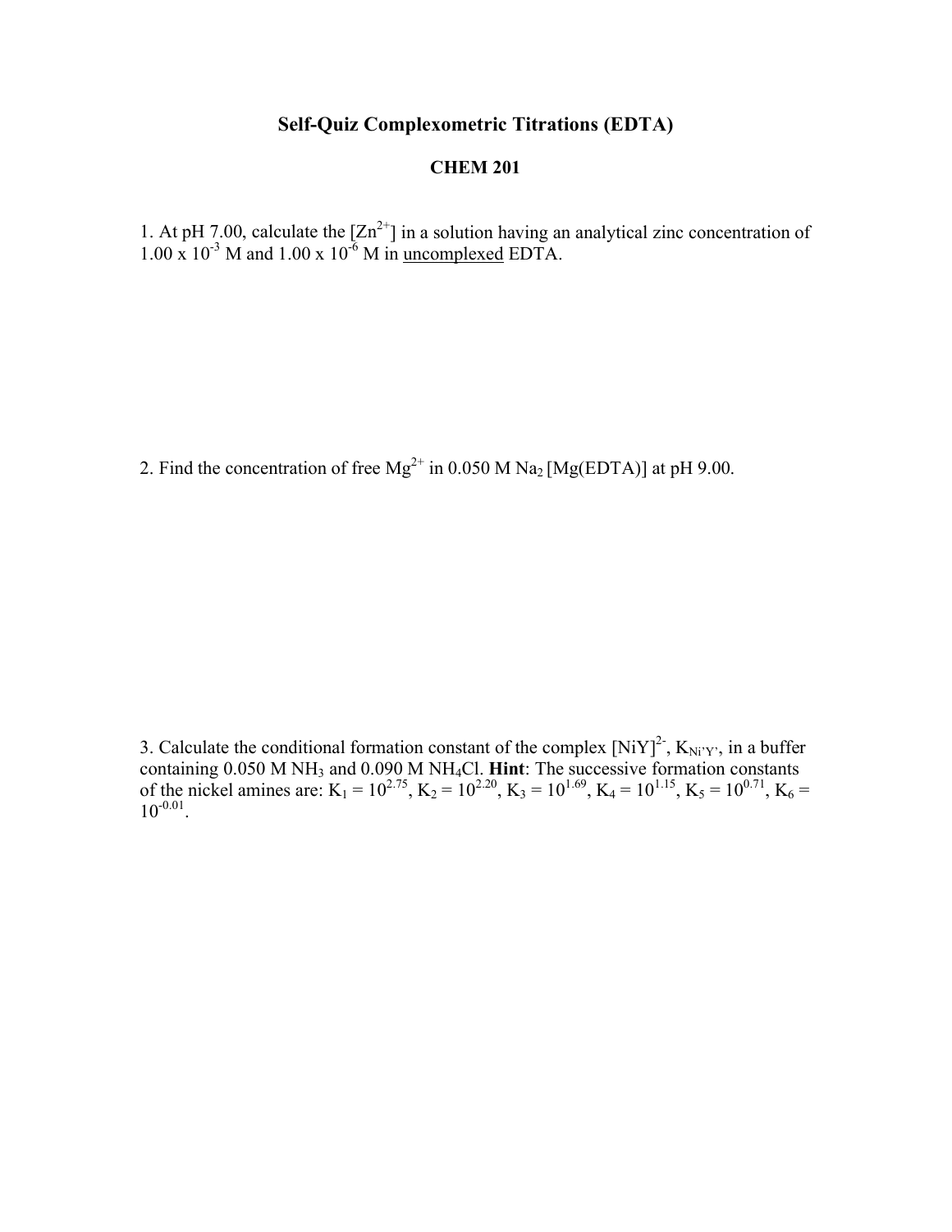# Self-Quiz Complexometric Titrations (EDTA)

## CHEM 201

1. At pH 7.00, calculate the $[Zn^{2+}]$ in a solution having an analytical zinc concentration of $1.00 \times 10^{-3}$ M and $1.00 \times 10^{-6}$ M in <u>uncomplexed</u> EDTA.

2. Find the concentration of free $Mg^{2+}$ in 0.050 M $Na_2\,[Mg(EDTA)]$ at pH 9.00.

3. Calculate the conditional formation constant of the complex $[NiY]^{2-}$, $K_{Ni'Y'}$, in a buffer containing 0.050 M $NH_3$ and 0.090 M $NH_4Cl$. **Hint**: The successive formation constants of the nickel amines are: $K_1 = 10^{2.75}$, $K_2 = 10^{2.20}$, $K_3 = 10^{1.69}$, $K_4 = 10^{1.15}$, $K_5 = 10^{0.71}$, $K_6 = 10^{-0.01}$.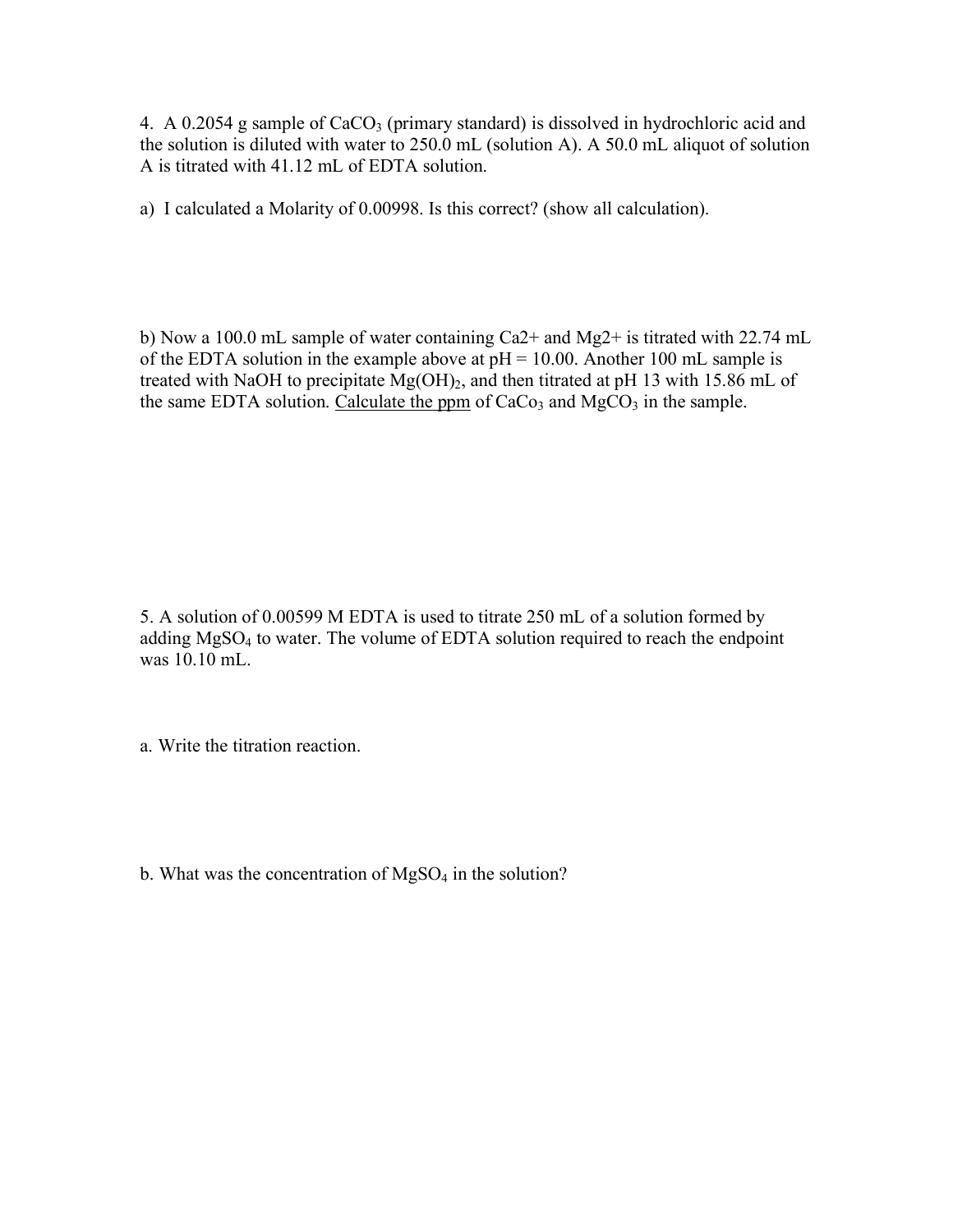4. A 0.2054 g sample of $CaCO_3$ (primary standard) is dissolved in hydrochloric acid and the solution is diluted with water to 250.0 mL (solution A). A 50.0 mL aliquot of solution A is titrated with 41.12 mL of EDTA solution.

a) I calculated a Molarity of 0.00998. Is this correct? (show all calculation).

b) Now a 100.0 mL sample of water containing Ca2+ and Mg2+ is titrated with 22.74 mL of the EDTA solution in the example above at pH = 10.00. Another 100 mL sample is treated with NaOH to precipitate $Mg(OH)_2$, and then titrated at pH 13 with 15.86 mL of the same EDTA solution. Calculate the ppm of $CaCo_3$ and $MgCO_3$ in the sample.

5. A solution of 0.00599 M EDTA is used to titrate 250 mL of a solution formed by adding $MgSO_4$ to water. The volume of EDTA solution required to reach the endpoint was 10.10 mL.

a. Write the titration reaction.

b. What was the concentration of $MgSO_4$ in the solution?